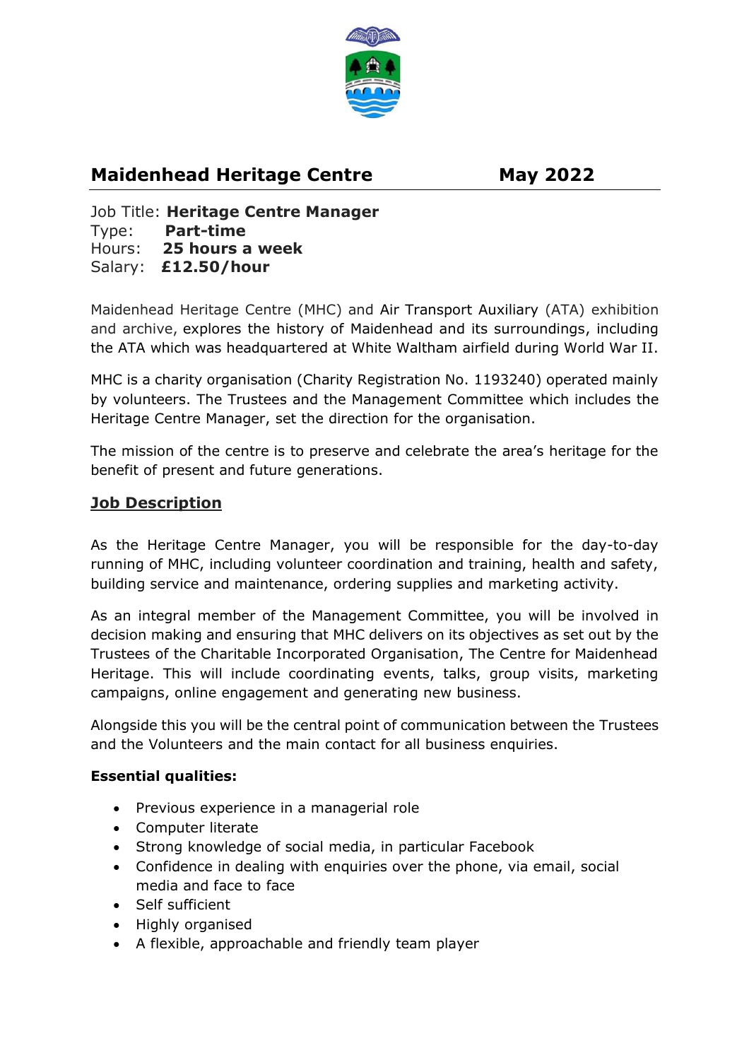# Maidenhead Heritage Centre May 2022

Job Title: **Heritage Centre Manager**
Type: **Part-time**
Hours: **25 hours a week**
Salary: **£12.50/hour**

Maidenhead Heritage Centre (MHC) and Air Transport Auxiliary (ATA) exhibition and archive, explores the history of Maidenhead and its surroundings, including the ATA which was headquartered at White Waltham airfield during World War II.

MHC is a charity organisation (Charity Registration No. 1193240) operated mainly by volunteers. The Trustees and the Management Committee which includes the Heritage Centre Manager, set the direction for the organisation.

The mission of the centre is to preserve and celebrate the area's heritage for the benefit of present and future generations.

## Job Description

As the Heritage Centre Manager, you will be responsible for the day-to-day running of MHC, including volunteer coordination and training, health and safety, building service and maintenance, ordering supplies and marketing activity.

As an integral member of the Management Committee, you will be involved in decision making and ensuring that MHC delivers on its objectives as set out by the Trustees of the Charitable Incorporated Organisation, The Centre for Maidenhead Heritage. This will include coordinating events, talks, group visits, marketing campaigns, online engagement and generating new business.

Alongside this you will be the central point of communication between the Trustees and the Volunteers and the main contact for all business enquiries.

**Essential qualities:**

- Previous experience in a managerial role
- Computer literate
- Strong knowledge of social media, in particular Facebook
- Confidence in dealing with enquiries over the phone, via email, social media and face to face
- Self sufficient
- Highly organised
- A flexible, approachable and friendly team player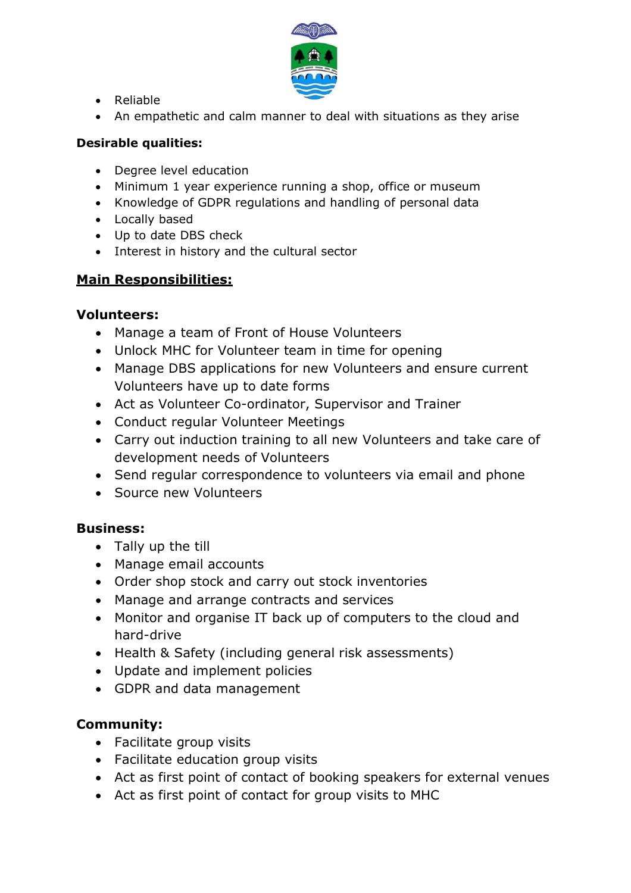- Reliable
- An empathetic and calm manner to deal with situations as they arise

**Desirable qualities:**

- Degree level education
- Minimum 1 year experience running a shop, office or museum
- Knowledge of GDPR regulations and handling of personal data
- Locally based
- Up to date DBS check
- Interest in history and the cultural sector

## Main Responsibilities:

**Volunteers:**

- Manage a team of Front of House Volunteers
- Unlock MHC for Volunteer team in time for opening
- Manage DBS applications for new Volunteers and ensure current Volunteers have up to date forms
- Act as Volunteer Co-ordinator, Supervisor and Trainer
- Conduct regular Volunteer Meetings
- Carry out induction training to all new Volunteers and take care of development needs of Volunteers
- Send regular correspondence to volunteers via email and phone
- Source new Volunteers

**Business:**

- Tally up the till
- Manage email accounts
- Order shop stock and carry out stock inventories
- Manage and arrange contracts and services
- Monitor and organise IT back up of computers to the cloud and hard-drive
- Health & Safety (including general risk assessments)
- Update and implement policies
- GDPR and data management

**Community:**

- Facilitate group visits
- Facilitate education group visits
- Act as first point of contact of booking speakers for external venues
- Act as first point of contact for group visits to MHC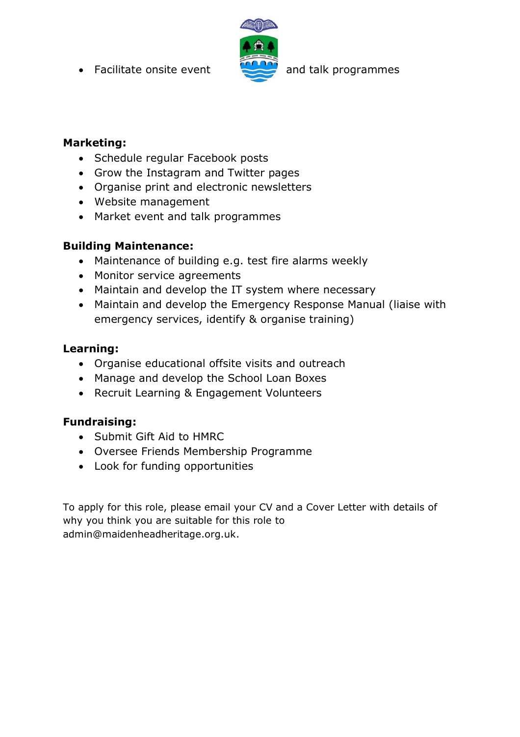- Facilitate onsite event and talk programmes

**Marketing:**

- Schedule regular Facebook posts
- Grow the Instagram and Twitter pages
- Organise print and electronic newsletters
- Website management
- Market event and talk programmes

**Building Maintenance:**

- Maintenance of building e.g. test fire alarms weekly
- Monitor service agreements
- Maintain and develop the IT system where necessary
- Maintain and develop the Emergency Response Manual (liaise with emergency services, identify & organise training)

**Learning:**

- Organise educational offsite visits and outreach
- Manage and develop the School Loan Boxes
- Recruit Learning & Engagement Volunteers

**Fundraising:**

- Submit Gift Aid to HMRC
- Oversee Friends Membership Programme
- Look for funding opportunities

To apply for this role, please email your CV and a Cover Letter with details of why you think you are suitable for this role to admin@maidenheadheritage.org.uk.